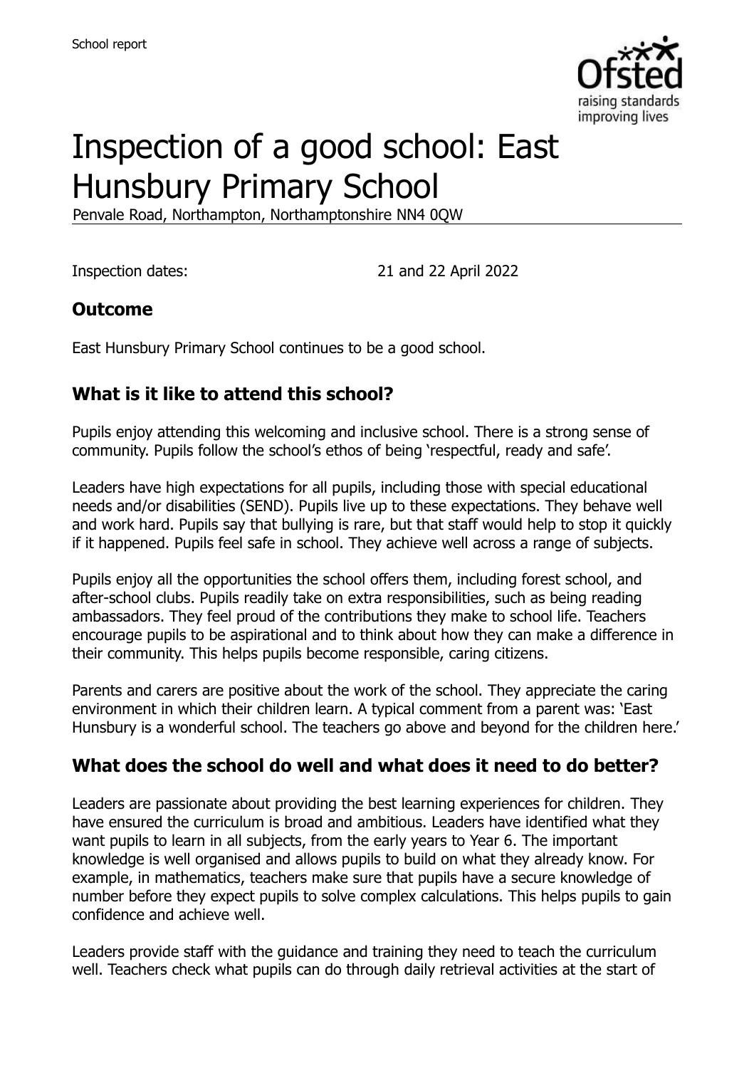# Inspection of a good school: East Hunsbury Primary School

Penvale Road, Northampton, Northamptonshire NN4 0QW

Inspection dates: 21 and 22 April 2022

## Outcome

East Hunsbury Primary School continues to be a good school.

## What is it like to attend this school?

Pupils enjoy attending this welcoming and inclusive school. There is a strong sense of community. Pupils follow the school's ethos of being 'respectful, ready and safe'.

Leaders have high expectations for all pupils, including those with special educational needs and/or disabilities (SEND). Pupils live up to these expectations. They behave well and work hard. Pupils say that bullying is rare, but that staff would help to stop it quickly if it happened. Pupils feel safe in school. They achieve well across a range of subjects.

Pupils enjoy all the opportunities the school offers them, including forest school, and after-school clubs. Pupils readily take on extra responsibilities, such as being reading ambassadors. They feel proud of the contributions they make to school life. Teachers encourage pupils to be aspirational and to think about how they can make a difference in their community. This helps pupils become responsible, caring citizens.

Parents and carers are positive about the work of the school. They appreciate the caring environment in which their children learn. A typical comment from a parent was: 'East Hunsbury is a wonderful school. The teachers go above and beyond for the children here.'

## What does the school do well and what does it need to do better?

Leaders are passionate about providing the best learning experiences for children. They have ensured the curriculum is broad and ambitious. Leaders have identified what they want pupils to learn in all subjects, from the early years to Year 6. The important knowledge is well organised and allows pupils to build on what they already know. For example, in mathematics, teachers make sure that pupils have a secure knowledge of number before they expect pupils to solve complex calculations. This helps pupils to gain confidence and achieve well.

Leaders provide staff with the guidance and training they need to teach the curriculum well. Teachers check what pupils can do through daily retrieval activities at the start of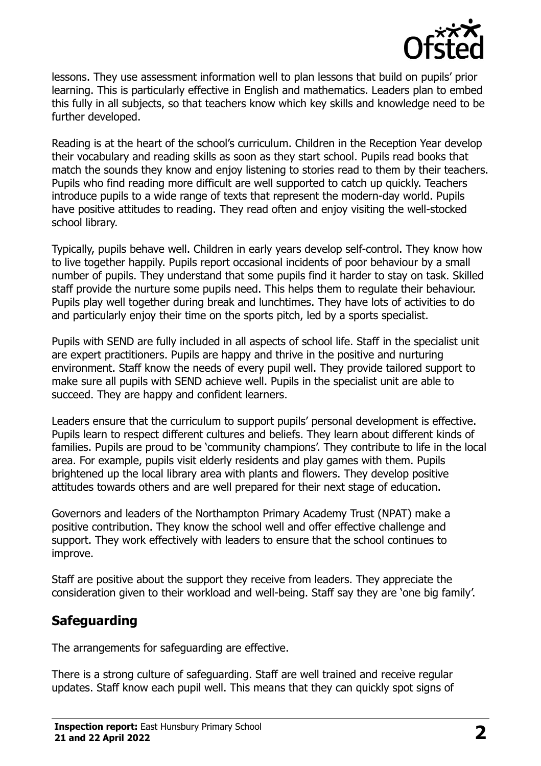lessons. They use assessment information well to plan lessons that build on pupils' prior learning. This is particularly effective in English and mathematics. Leaders plan to embed this fully in all subjects, so that teachers know which key skills and knowledge need to be further developed.

Reading is at the heart of the school's curriculum. Children in the Reception Year develop their vocabulary and reading skills as soon as they start school. Pupils read books that match the sounds they know and enjoy listening to stories read to them by their teachers. Pupils who find reading more difficult are well supported to catch up quickly. Teachers introduce pupils to a wide range of texts that represent the modern-day world. Pupils have positive attitudes to reading. They read often and enjoy visiting the well-stocked school library.

Typically, pupils behave well. Children in early years develop self-control. They know how to live together happily. Pupils report occasional incidents of poor behaviour by a small number of pupils. They understand that some pupils find it harder to stay on task. Skilled staff provide the nurture some pupils need. This helps them to regulate their behaviour. Pupils play well together during break and lunchtimes. They have lots of activities to do and particularly enjoy their time on the sports pitch, led by a sports specialist.

Pupils with SEND are fully included in all aspects of school life. Staff in the specialist unit are expert practitioners. Pupils are happy and thrive in the positive and nurturing environment. Staff know the needs of every pupil well. They provide tailored support to make sure all pupils with SEND achieve well. Pupils in the specialist unit are able to succeed. They are happy and confident learners.

Leaders ensure that the curriculum to support pupils' personal development is effective. Pupils learn to respect different cultures and beliefs. They learn about different kinds of families. Pupils are proud to be 'community champions'. They contribute to life in the local area. For example, pupils visit elderly residents and play games with them. Pupils brightened up the local library area with plants and flowers. They develop positive attitudes towards others and are well prepared for their next stage of education.

Governors and leaders of the Northampton Primary Academy Trust (NPAT) make a positive contribution. They know the school well and offer effective challenge and support. They work effectively with leaders to ensure that the school continues to improve.

Staff are positive about the support they receive from leaders. They appreciate the consideration given to their workload and well-being. Staff say they are 'one big family'.

## Safeguarding

The arrangements for safeguarding are effective.

There is a strong culture of safeguarding. Staff are well trained and receive regular updates. Staff know each pupil well. This means that they can quickly spot signs of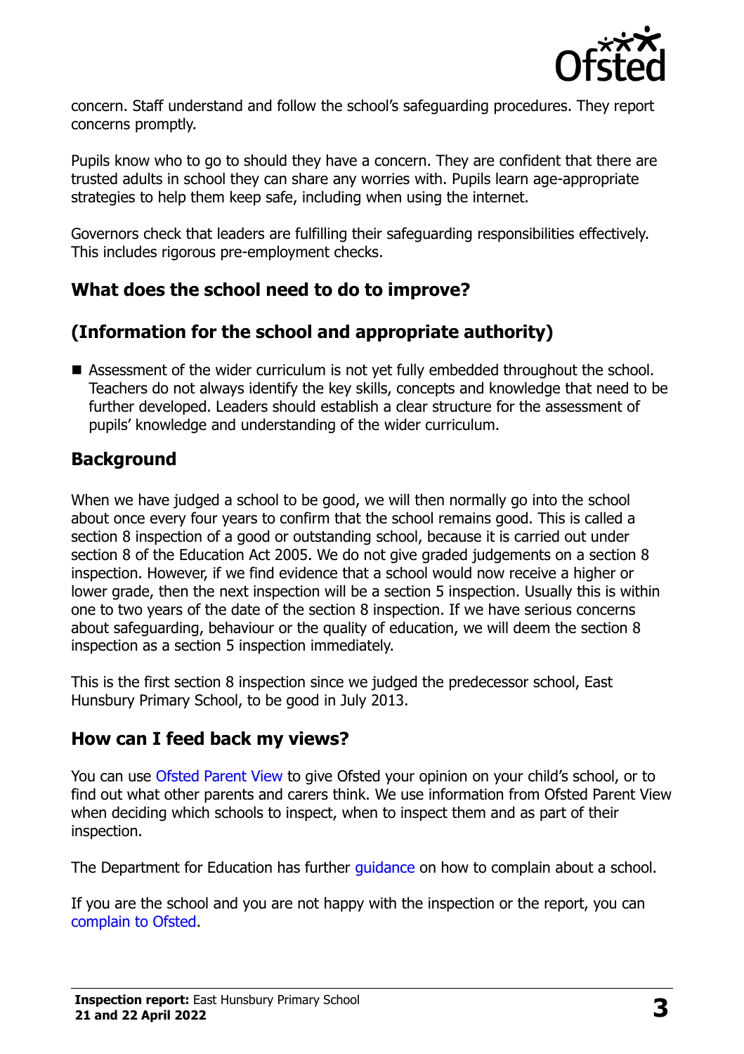concern. Staff understand and follow the school's safeguarding procedures. They report concerns promptly.

Pupils know who to go to should they have a concern. They are confident that there are trusted adults in school they can share any worries with. Pupils learn age-appropriate strategies to help them keep safe, including when using the internet.

Governors check that leaders are fulfilling their safeguarding responsibilities effectively. This includes rigorous pre-employment checks.

## What does the school need to do to improve?

## (Information for the school and appropriate authority)

- Assessment of the wider curriculum is not yet fully embedded throughout the school. Teachers do not always identify the key skills, concepts and knowledge that need to be further developed. Leaders should establish a clear structure for the assessment of pupils' knowledge and understanding of the wider curriculum.

## Background

When we have judged a school to be good, we will then normally go into the school about once every four years to confirm that the school remains good. This is called a section 8 inspection of a good or outstanding school, because it is carried out under section 8 of the Education Act 2005. We do not give graded judgements on a section 8 inspection. However, if we find evidence that a school would now receive a higher or lower grade, then the next inspection will be a section 5 inspection. Usually this is within one to two years of the date of the section 8 inspection. If we have serious concerns about safeguarding, behaviour or the quality of education, we will deem the section 8 inspection as a section 5 inspection immediately.

This is the first section 8 inspection since we judged the predecessor school, East Hunsbury Primary School, to be good in July 2013.

## How can I feed back my views?

You can use Ofsted Parent View to give Ofsted your opinion on your child's school, or to find out what other parents and carers think. We use information from Ofsted Parent View when deciding which schools to inspect, when to inspect them and as part of their inspection.

The Department for Education has further guidance on how to complain about a school.

If you are the school and you are not happy with the inspection or the report, you can complain to Ofsted.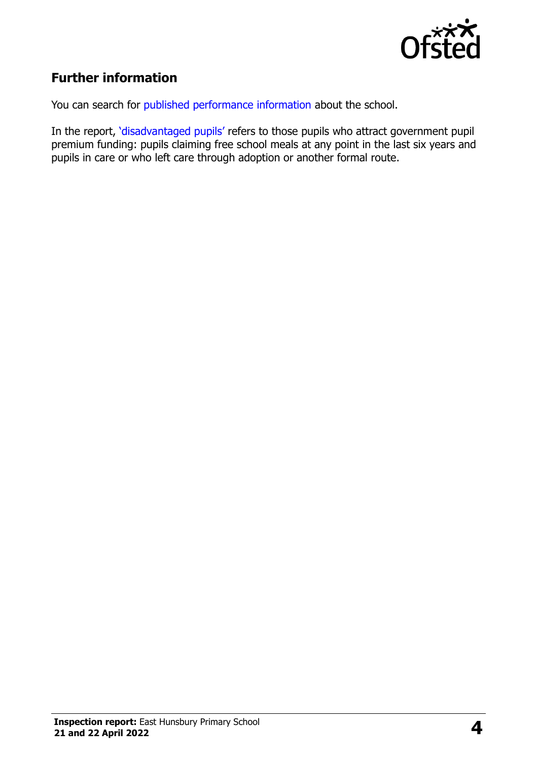## Further information

You can search for published performance information about the school.

In the report, 'disadvantaged pupils' refers to those pupils who attract government pupil premium funding: pupils claiming free school meals at any point in the last six years and pupils in care or who left care through adoption or another formal route.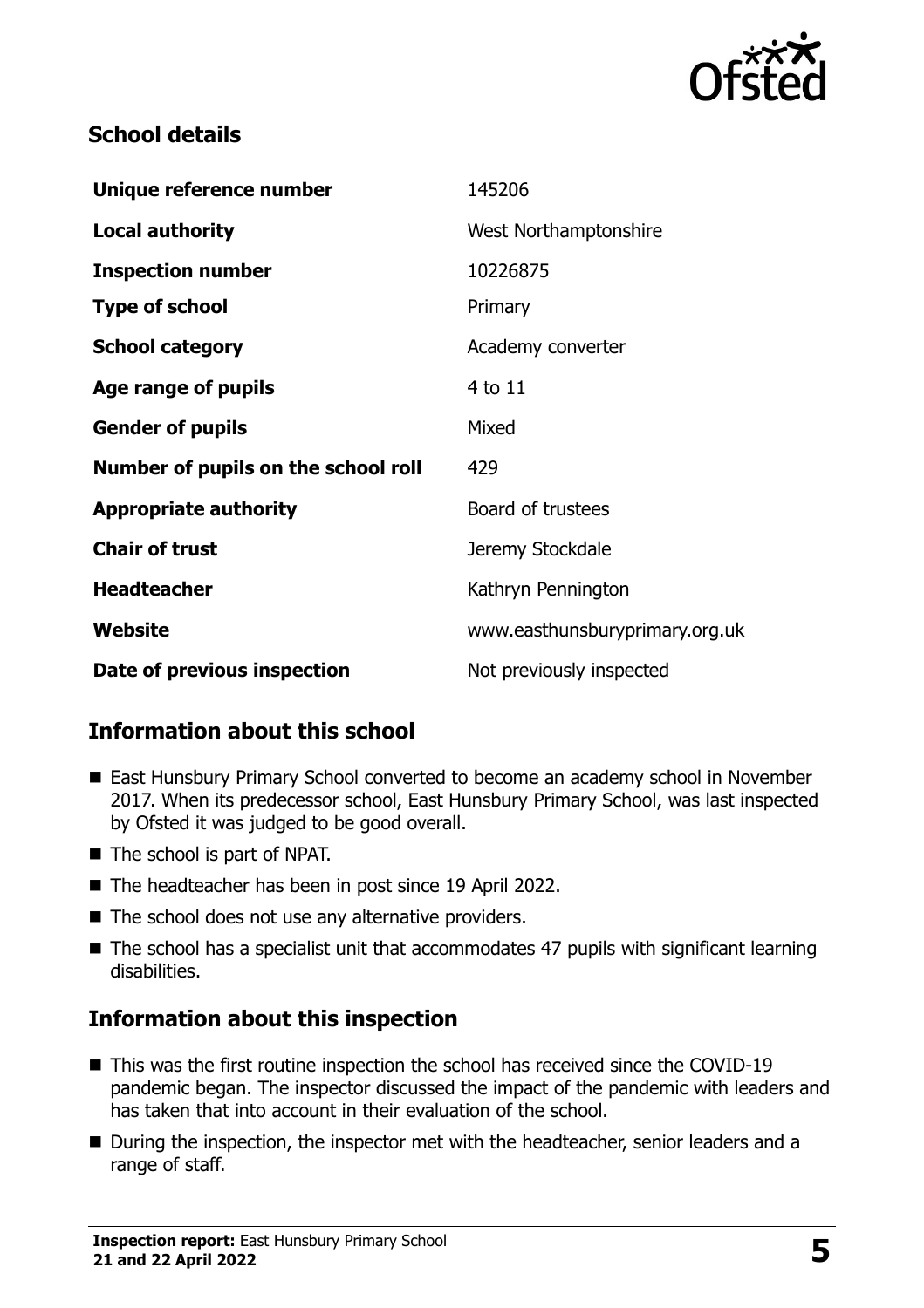## School details

| Unique reference number | 145206 |
| --- | --- |
| **Local authority** | West Northamptonshire |
| **Inspection number** | 10226875 |
| **Type of school** | Primary |
| **School category** | Academy converter |
| **Age range of pupils** | 4 to 11 |
| **Gender of pupils** | Mixed |
| **Number of pupils on the school roll** | 429 |
| **Appropriate authority** | Board of trustees |
| **Chair of trust** | Jeremy Stockdale |
| **Headteacher** | Kathryn Pennington |
| **Website** | www.easthunsburyprimary.org.uk |
| **Date of previous inspection** | Not previously inspected |

## Information about this school

- East Hunsbury Primary School converted to become an academy school in November 2017. When its predecessor school, East Hunsbury Primary School, was last inspected by Ofsted it was judged to be good overall.
- The school is part of NPAT.
- The headteacher has been in post since 19 April 2022.
- The school does not use any alternative providers.
- The school has a specialist unit that accommodates 47 pupils with significant learning disabilities.

## Information about this inspection

- This was the first routine inspection the school has received since the COVID-19 pandemic began. The inspector discussed the impact of the pandemic with leaders and has taken that into account in their evaluation of the school.
- During the inspection, the inspector met with the headteacher, senior leaders and a range of staff.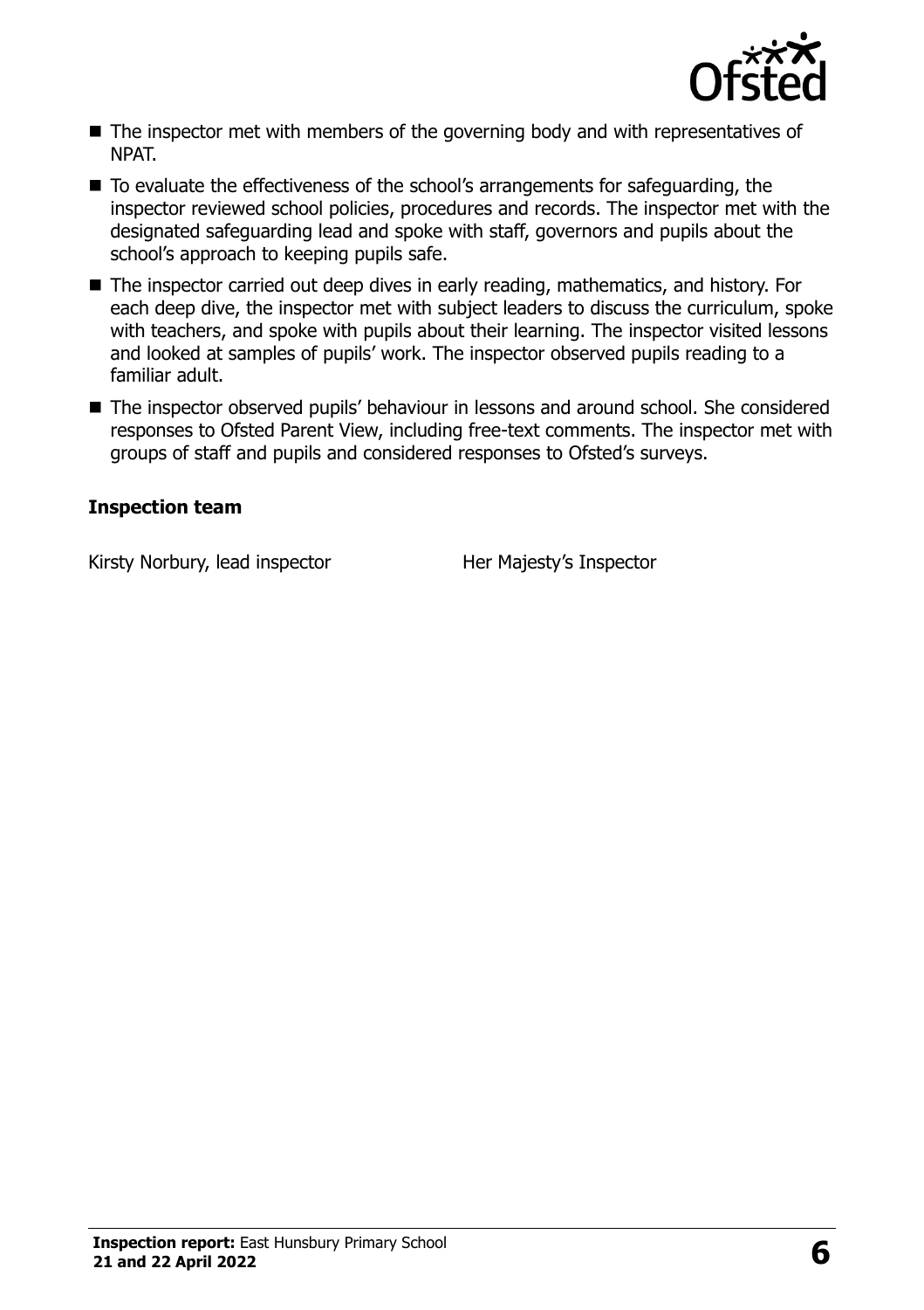- The inspector met with members of the governing body and with representatives of NPAT.
- To evaluate the effectiveness of the school's arrangements for safeguarding, the inspector reviewed school policies, procedures and records. The inspector met with the designated safeguarding lead and spoke with staff, governors and pupils about the school's approach to keeping pupils safe.
- The inspector carried out deep dives in early reading, mathematics, and history. For each deep dive, the inspector met with subject leaders to discuss the curriculum, spoke with teachers, and spoke with pupils about their learning. The inspector visited lessons and looked at samples of pupils' work. The inspector observed pupils reading to a familiar adult.
- The inspector observed pupils' behaviour in lessons and around school. She considered responses to Ofsted Parent View, including free-text comments. The inspector met with groups of staff and pupils and considered responses to Ofsted's surveys.

### Inspection team

| | |
|---|---|
| Kirsty Norbury, lead inspector | Her Majesty's Inspector |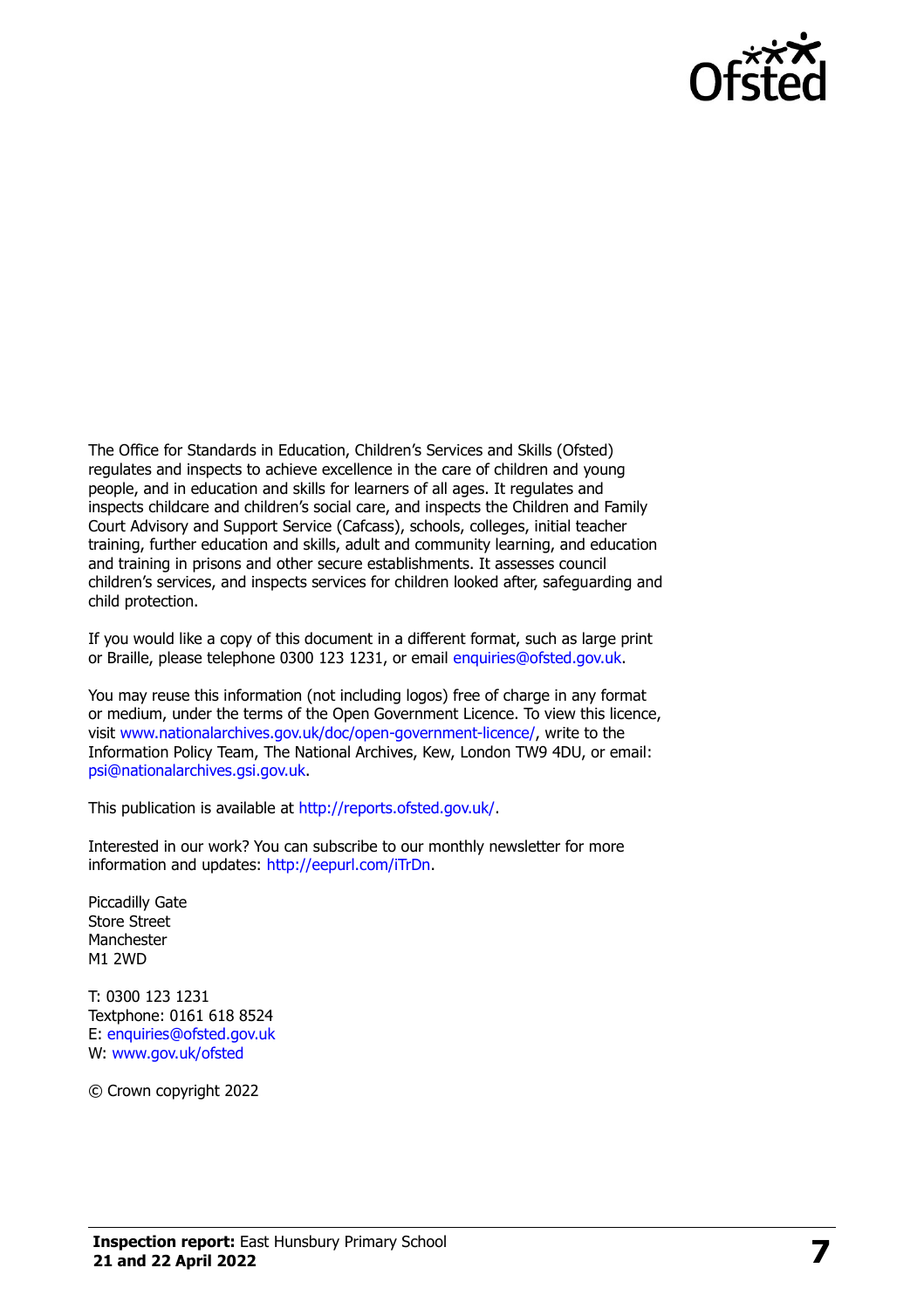The Office for Standards in Education, Children's Services and Skills (Ofsted) regulates and inspects to achieve excellence in the care of children and young people, and in education and skills for learners of all ages. It regulates and inspects childcare and children's social care, and inspects the Children and Family Court Advisory and Support Service (Cafcass), schools, colleges, initial teacher training, further education and skills, adult and community learning, and education and training in prisons and other secure establishments. It assesses council children's services, and inspects services for children looked after, safeguarding and child protection.

If you would like a copy of this document in a different format, such as large print or Braille, please telephone 0300 123 1231, or email enquiries@ofsted.gov.uk.

You may reuse this information (not including logos) free of charge in any format or medium, under the terms of the Open Government Licence. To view this licence, visit www.nationalarchives.gov.uk/doc/open-government-licence/, write to the Information Policy Team, The National Archives, Kew, London TW9 4DU, or email: psi@nationalarchives.gsi.gov.uk.

This publication is available at http://reports.ofsted.gov.uk/.

Interested in our work? You can subscribe to our monthly newsletter for more information and updates: http://eepurl.com/iTrDn.

Piccadilly Gate
Store Street
Manchester
M1 2WD

T: 0300 123 1231
Textphone: 0161 618 8524
E: enquiries@ofsted.gov.uk
W: www.gov.uk/ofsted

© Crown copyright 2022